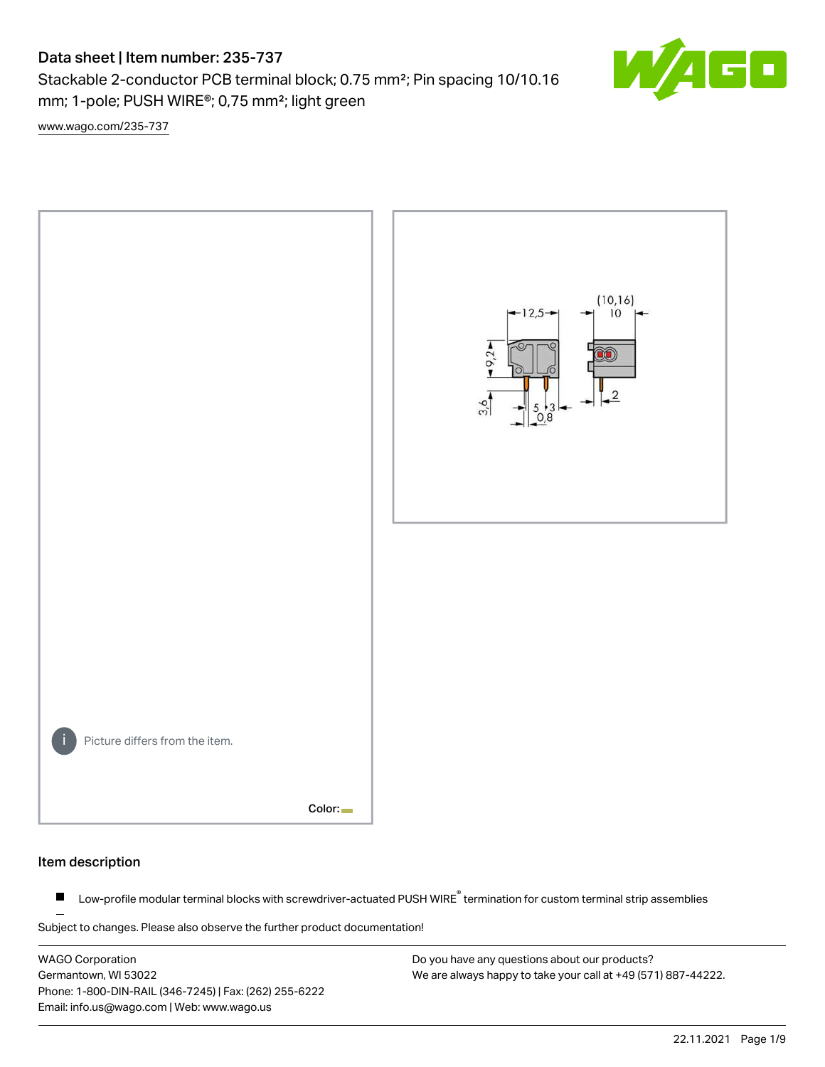# Data sheet | Item number: 235-737

Stackable 2-conductor PCB terminal block; 0.75 mm²; Pin spacing 10/10.16 mm; 1-pole; PUSH WIRE®; 0,75 mm²; light green

www.wago.com/235-737

Picture differs from the item.

Color:

## Item description

- Low-profile modular terminal blocks with screwdriver-actuated PUSH WIRE® termination for custom terminal strip assemblies

Subject to changes. Please also observe the further product documentation!

WAGO Corporation
Germantown, WI 53022
Phone: 1-800-DIN-RAIL (346-7245) | Fax: (262) 255-6222
Email: info.us@wago.com | Web: www.wago.us

Do you have any questions about our products?
We are always happy to take your call at +49 (571) 887-44222.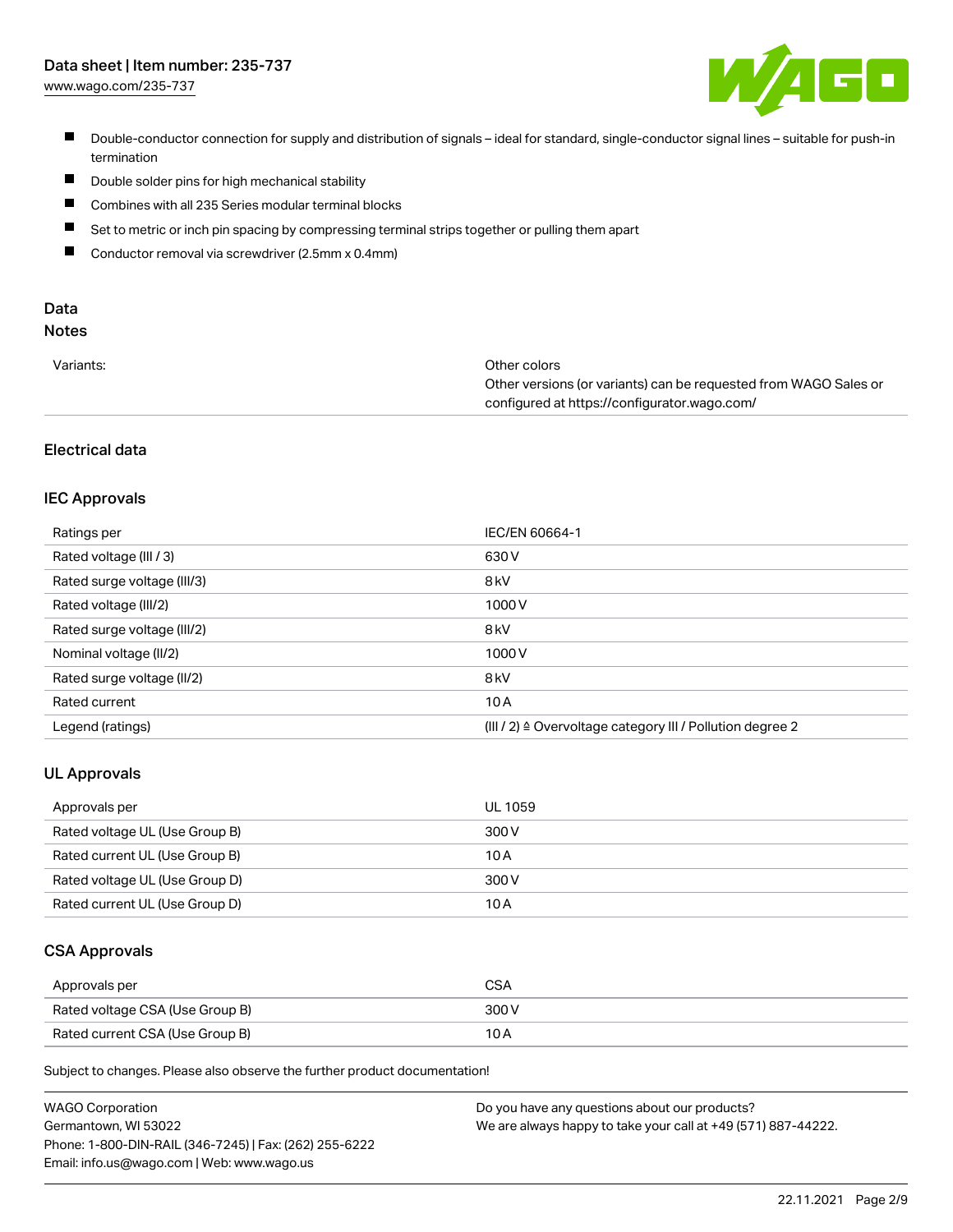- Double-conductor connection for supply and distribution of signals – ideal for standard, single-conductor signal lines – suitable for push-in termination
- Double solder pins for high mechanical stability
- Combines with all 235 Series modular terminal blocks
- Set to metric or inch pin spacing by compressing terminal strips together or pulling them apart
- Conductor removal via screwdriver (2.5mm x 0.4mm)

## Data

### Notes

| | |
|---|---|
| Variants: | Other colors<br>Other versions (or variants) can be requested from WAGO Sales or configured at https://configurator.wago.com/ |

### Electrical data

#### IEC Approvals

| | |
|---|---|
| Ratings per | IEC/EN 60664-1 |
| Rated voltage (III / 3) | 630 V |
| Rated surge voltage (III/3) | 8 kV |
| Rated voltage (III/2) | 1000 V |
| Rated surge voltage (III/2) | 8 kV |
| Nominal voltage (II/2) | 1000 V |
| Rated surge voltage (II/2) | 8 kV |
| Rated current | 10 A |
| Legend (ratings) | (III / 2) ≙ Overvoltage category III / Pollution degree 2 |

#### UL Approvals

| | |
|---|---|
| Approvals per | UL 1059 |
| Rated voltage UL (Use Group B) | 300 V |
| Rated current UL (Use Group B) | 10 A |
| Rated voltage UL (Use Group D) | 300 V |
| Rated current UL (Use Group D) | 10 A |

#### CSA Approvals

| | |
|---|---|
| Approvals per | CSA |
| Rated voltage CSA (Use Group B) | 300 V |
| Rated current CSA (Use Group B) | 10 A |

Subject to changes. Please also observe the further product documentation!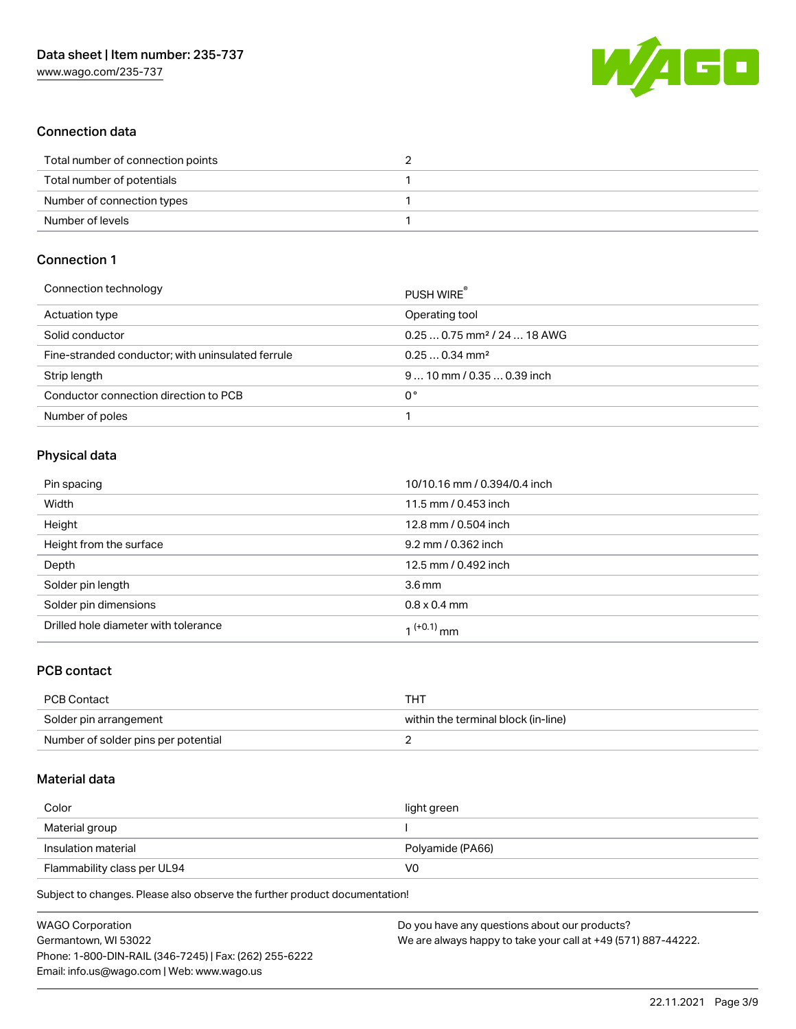## Connection data

| | |
|---|---|
| Total number of connection points | 2 |
| Total number of potentials | 1 |
| Number of connection types | 1 |
| Number of levels | 1 |

## Connection 1

| | |
|---|---|
| Connection technology | PUSH WIRE® |
| Actuation type | Operating tool |
| Solid conductor | 0.25 … 0.75 mm² / 24 … 18 AWG |
| Fine-stranded conductor; with uninsulated ferrule | 0.25 … 0.34 mm² |
| Strip length | 9 … 10 mm / 0.35 … 0.39 inch |
| Conductor connection direction to PCB | 0 ° |
| Number of poles | 1 |

## Physical data

| | |
|---|---|
| Pin spacing | 10/10.16 mm / 0.394/0.4 inch |
| Width | 11.5 mm / 0.453 inch |
| Height | 12.8 mm / 0.504 inch |
| Height from the surface | 9.2 mm / 0.362 inch |
| Depth | 12.5 mm / 0.492 inch |
| Solder pin length | 3.6 mm |
| Solder pin dimensions | 0.8 x 0.4 mm |
| Drilled hole diameter with tolerance | $1^{(+0.1)}$ mm |

## PCB contact

| | |
|---|---|
| PCB Contact | THT |
| Solder pin arrangement | within the terminal block (in-line) |
| Number of solder pins per potential | 2 |

## Material data

| | |
|---|---|
| Color | light green |
| Material group | I |
| Insulation material | Polyamide (PA66) |
| Flammability class per UL94 | V0 |

Subject to changes. Please also observe the further product documentation!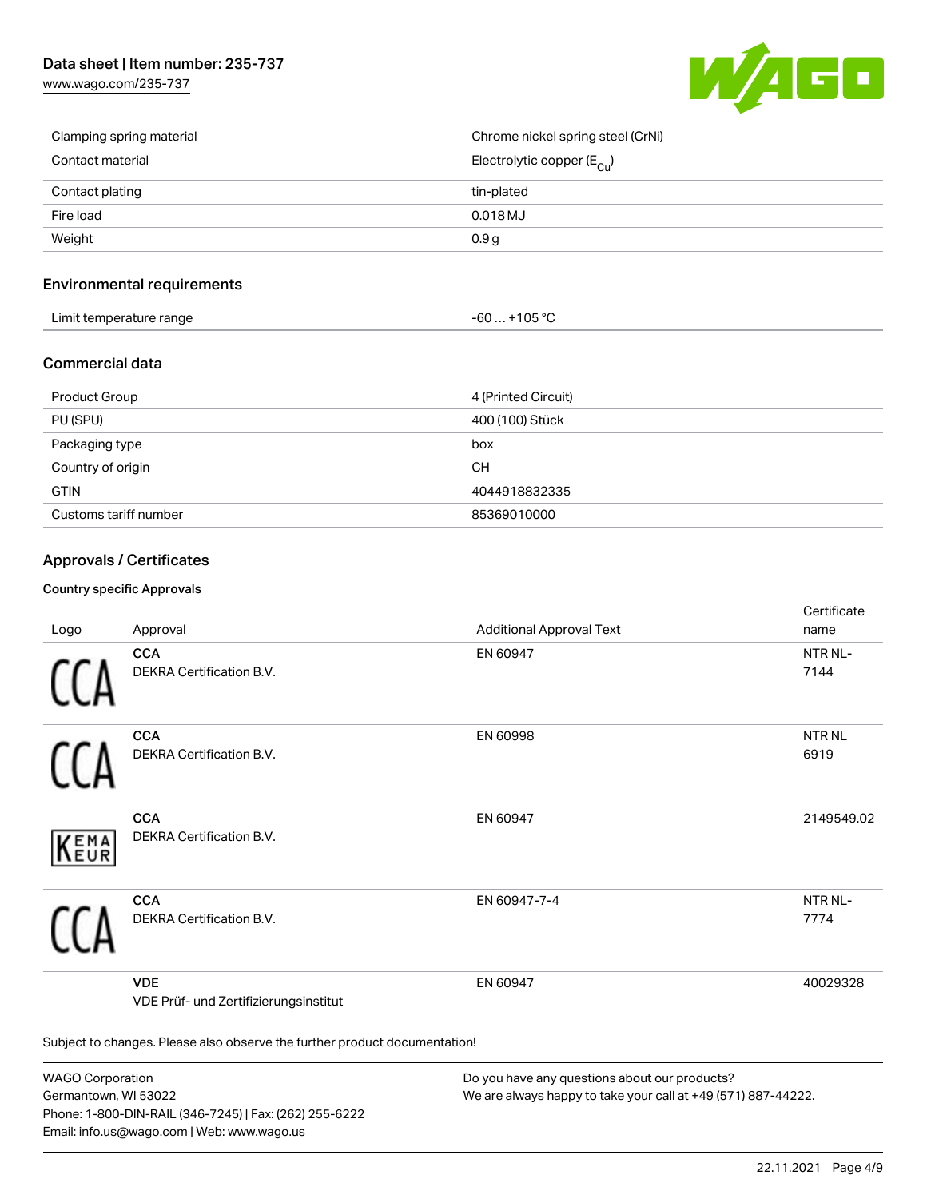| | |
|---|---|
| Clamping spring material | Chrome nickel spring steel (CrNi) |
| Contact material | Electrolytic copper ($E_{Cu}$) |
| Contact plating | tin-plated |
| Fire load | 0.018 MJ |
| Weight | 0.9 g |

## Environmental requirements

| | |
|---|---|
| Limit temperature range | -60 … +105 °C |

## Commercial data

| | |
|---|---|
| Product Group | 4 (Printed Circuit) |
| PU (SPU) | 400 (100) Stück |
| Packaging type | box |
| Country of origin | CH |
| GTIN | 4044918832335 |
| Customs tariff number | 85369010000 |

## Approvals / Certificates

### Country specific Approvals

| Logo | Approval | Additional Approval Text | Certificate name |
|---|---|---|---|
| | **CCA** DEKRA Certification B.V. | EN 60947 | NTR NL-7144 |
| | **CCA** DEKRA Certification B.V. | EN 60998 | NTR NL 6919 |
| | **CCA** DEKRA Certification B.V. | EN 60947 | 2149549.02 |
| | **CCA** DEKRA Certification B.V. | EN 60947-7-4 | NTR NL-7774 |
| | **VDE** VDE Prüf- und Zertifizierungsinstitut | EN 60947 | 40029328 |

Subject to changes. Please also observe the further product documentation!

WAGO Corporation
Germantown, WI 53022
Phone: 1-800-DIN-RAIL (346-7245) | Fax: (262) 255-6222
Email: info.us@wago.com | Web: www.wago.us

Do you have any questions about our products?
We are always happy to take your call at +49 (571) 887-44222.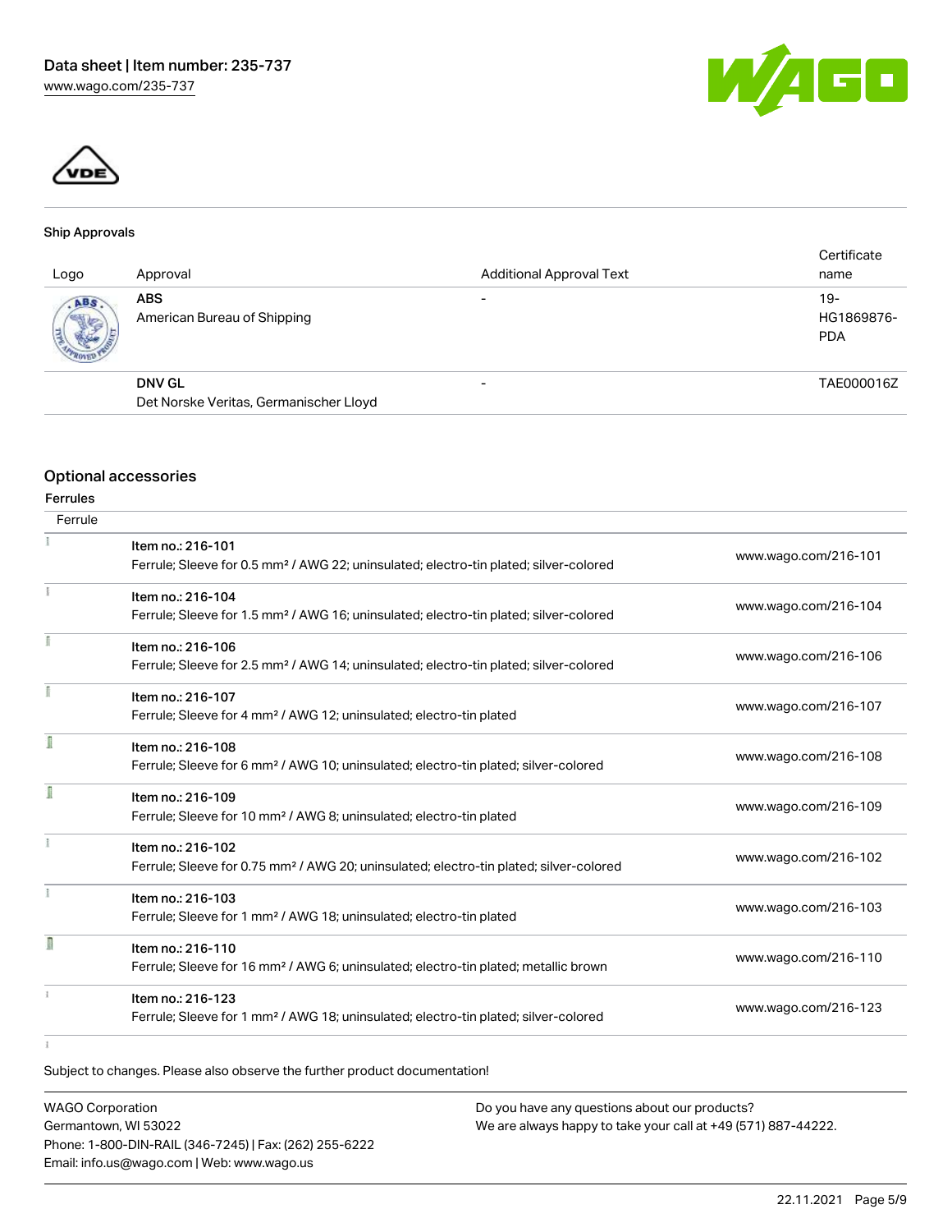### Ship Approvals

| Logo | Approval | Additional Approval Text | Certificate name |
|---|---|---|---|
| | **ABS** American Bureau of Shipping | - | 19-HG1869876-PDA |
| | **DNV GL** Det Norske Veritas, Germanischer Lloyd | - | TAE000016Z |

## Optional accessories

### Ferrules

| Ferrule | | |
|---|---|---|
| | Item no.: 216-101<br>Ferrule; Sleeve for 0.5 mm² / AWG 22; uninsulated; electro-tin plated; silver-colored | www.wago.com/216-101 |
| | Item no.: 216-104<br>Ferrule; Sleeve for 1.5 mm² / AWG 16; uninsulated; electro-tin plated; silver-colored | www.wago.com/216-104 |
| | Item no.: 216-106<br>Ferrule; Sleeve for 2.5 mm² / AWG 14; uninsulated; electro-tin plated; silver-colored | www.wago.com/216-106 |
| | Item no.: 216-107<br>Ferrule; Sleeve for 4 mm² / AWG 12; uninsulated; electro-tin plated | www.wago.com/216-107 |
| | Item no.: 216-108<br>Ferrule; Sleeve for 6 mm² / AWG 10; uninsulated; electro-tin plated; silver-colored | www.wago.com/216-108 |
| | Item no.: 216-109<br>Ferrule; Sleeve for 10 mm² / AWG 8; uninsulated; electro-tin plated | www.wago.com/216-109 |
| | Item no.: 216-102<br>Ferrule; Sleeve for 0.75 mm² / AWG 20; uninsulated; electro-tin plated; silver-colored | www.wago.com/216-102 |
| | Item no.: 216-103<br>Ferrule; Sleeve for 1 mm² / AWG 18; uninsulated; electro-tin plated | www.wago.com/216-103 |
| | Item no.: 216-110<br>Ferrule; Sleeve for 16 mm² / AWG 6; uninsulated; electro-tin plated; metallic brown | www.wago.com/216-110 |
| | Item no.: 216-123<br>Ferrule; Sleeve for 1 mm² / AWG 18; uninsulated; electro-tin plated; silver-colored | www.wago.com/216-123 |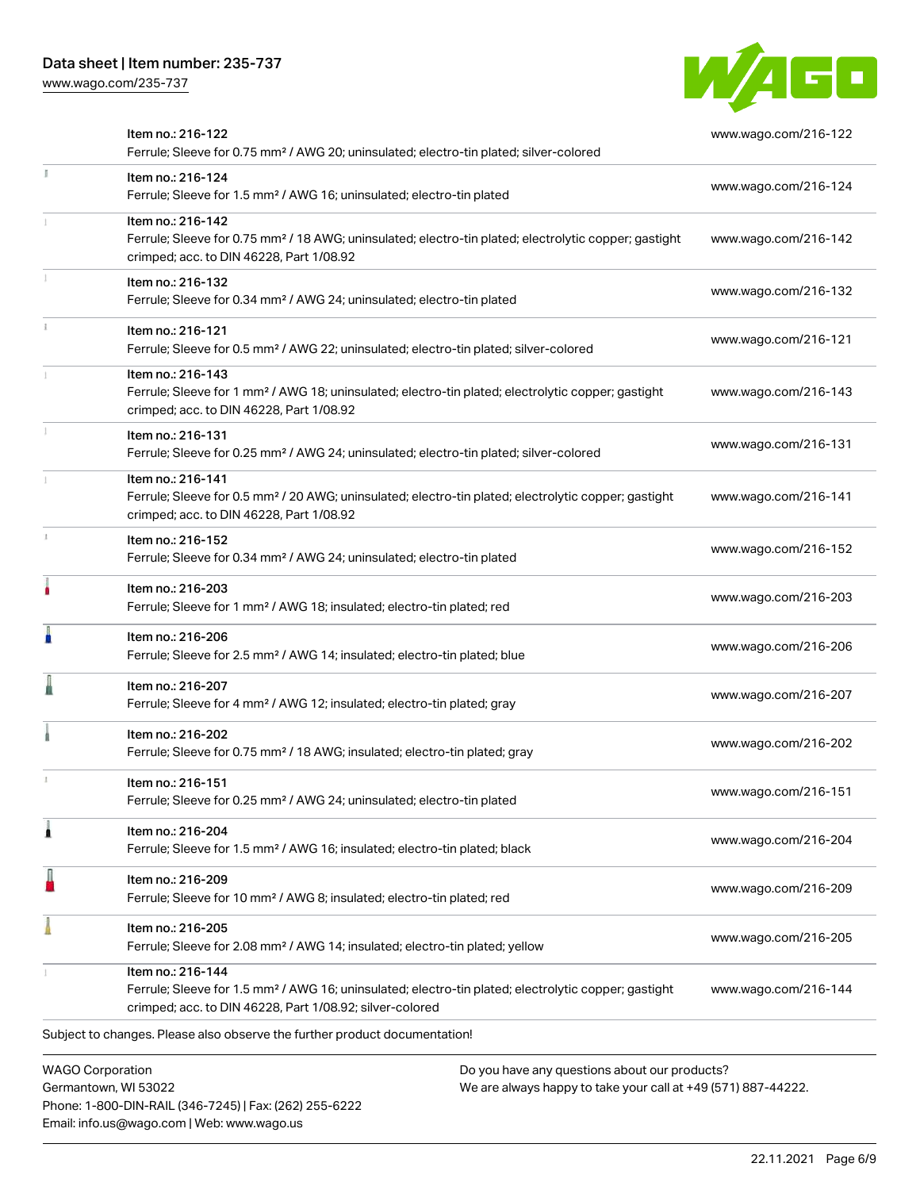| | | |
|---|---|---|
| | Item no.: 216-122<br>Ferrule; Sleeve for 0.75 mm² / AWG 20; uninsulated; electro-tin plated; silver-colored | www.wago.com/216-122 |
| | Item no.: 216-124<br>Ferrule; Sleeve for 1.5 mm² / AWG 16; uninsulated; electro-tin plated | www.wago.com/216-124 |
| | Item no.: 216-142<br>Ferrule; Sleeve for 0.75 mm² / 18 AWG; uninsulated; electro-tin plated; electrolytic copper; gastight crimped; acc. to DIN 46228, Part 1/08.92 | www.wago.com/216-142 |
| | Item no.: 216-132<br>Ferrule; Sleeve for 0.34 mm² / AWG 24; uninsulated; electro-tin plated | www.wago.com/216-132 |
| | Item no.: 216-121<br>Ferrule; Sleeve for 0.5 mm² / AWG 22; uninsulated; electro-tin plated; silver-colored | www.wago.com/216-121 |
| | Item no.: 216-143<br>Ferrule; Sleeve for 1 mm² / AWG 18; uninsulated; electro-tin plated; electrolytic copper; gastight crimped; acc. to DIN 46228, Part 1/08.92 | www.wago.com/216-143 |
| | Item no.: 216-131<br>Ferrule; Sleeve for 0.25 mm² / AWG 24; uninsulated; electro-tin plated; silver-colored | www.wago.com/216-131 |
| | Item no.: 216-141<br>Ferrule; Sleeve for 0.5 mm² / 20 AWG; uninsulated; electro-tin plated; electrolytic copper; gastight crimped; acc. to DIN 46228, Part 1/08.92 | www.wago.com/216-141 |
| | Item no.: 216-152<br>Ferrule; Sleeve for 0.34 mm² / AWG 24; uninsulated; electro-tin plated | www.wago.com/216-152 |
| | Item no.: 216-203<br>Ferrule; Sleeve for 1 mm² / AWG 18; insulated; electro-tin plated; red | www.wago.com/216-203 |
| | Item no.: 216-206<br>Ferrule; Sleeve for 2.5 mm² / AWG 14; insulated; electro-tin plated; blue | www.wago.com/216-206 |
| | Item no.: 216-207<br>Ferrule; Sleeve for 4 mm² / AWG 12; insulated; electro-tin plated; gray | www.wago.com/216-207 |
| | Item no.: 216-202<br>Ferrule; Sleeve for 0.75 mm² / 18 AWG; insulated; electro-tin plated; gray | www.wago.com/216-202 |
| | Item no.: 216-151<br>Ferrule; Sleeve for 0.25 mm² / AWG 24; uninsulated; electro-tin plated | www.wago.com/216-151 |
| | Item no.: 216-204<br>Ferrule; Sleeve for 1.5 mm² / AWG 16; insulated; electro-tin plated; black | www.wago.com/216-204 |
| | Item no.: 216-209<br>Ferrule; Sleeve for 10 mm² / AWG 8; insulated; electro-tin plated; red | www.wago.com/216-209 |
| | Item no.: 216-205<br>Ferrule; Sleeve for 2.08 mm² / AWG 14; insulated; electro-tin plated; yellow | www.wago.com/216-205 |
| | Item no.: 216-144<br>Ferrule; Sleeve for 1.5 mm² / AWG 16; uninsulated; electro-tin plated; electrolytic copper; gastight crimped; acc. to DIN 46228, Part 1/08.92; silver-colored | www.wago.com/216-144 |

Subject to changes. Please also observe the further product documentation!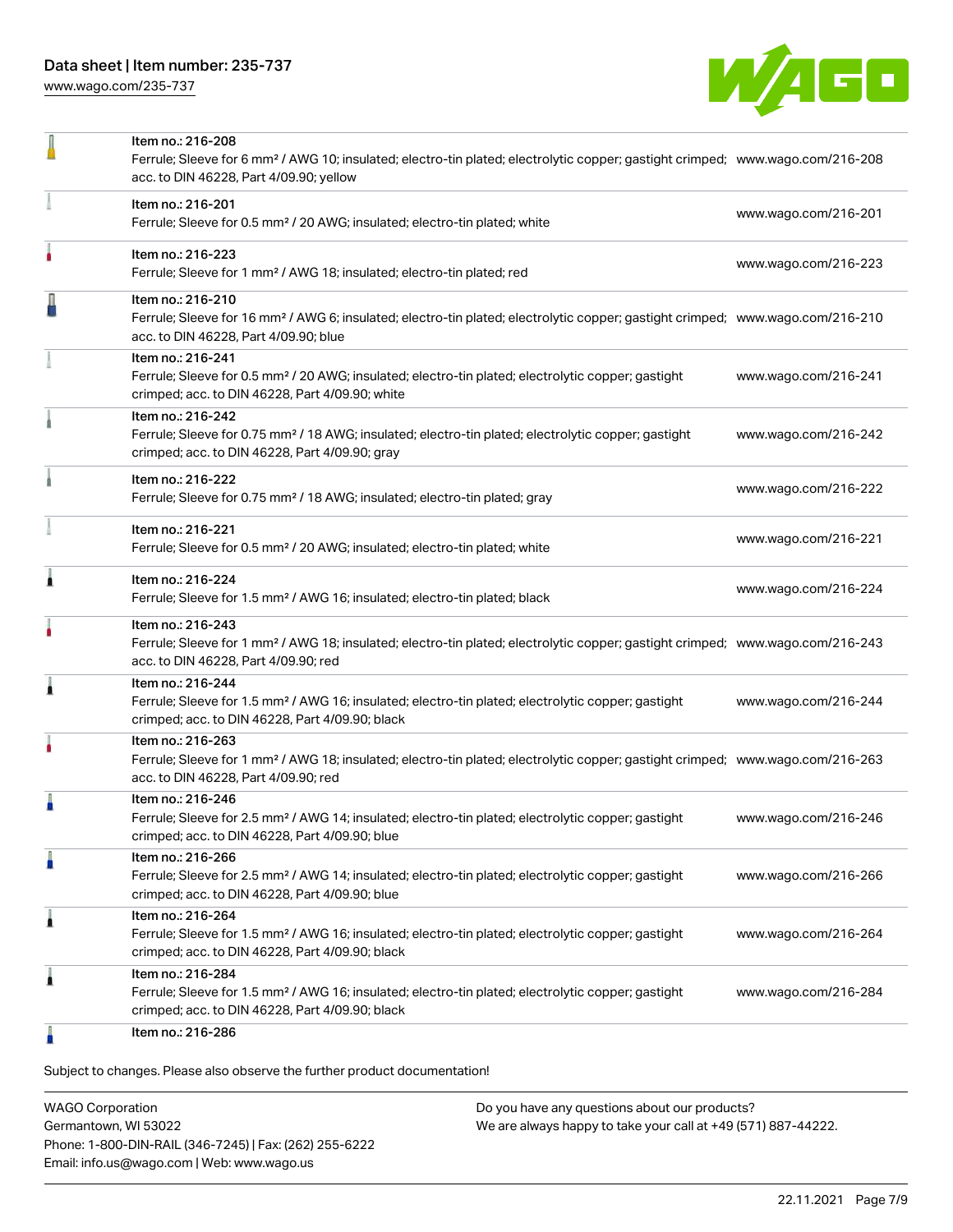| Item | Link |
| --- | --- |
| Item no.: 216-208<br>Ferrule; Sleeve for 6 mm² / AWG 10; insulated; electro-tin plated; electrolytic copper; gastight crimped; acc. to DIN 46228, Part 4/09.90; yellow | www.wago.com/216-208 |
| Item no.: 216-201<br>Ferrule; Sleeve for 0.5 mm² / 20 AWG; insulated; electro-tin plated; white | www.wago.com/216-201 |
| Item no.: 216-223<br>Ferrule; Sleeve for 1 mm² / AWG 18; insulated; electro-tin plated; red | www.wago.com/216-223 |
| Item no.: 216-210<br>Ferrule; Sleeve for 16 mm² / AWG 6; insulated; electro-tin plated; electrolytic copper; gastight crimped; acc. to DIN 46228, Part 4/09.90; blue | www.wago.com/216-210 |
| Item no.: 216-241<br>Ferrule; Sleeve for 0.5 mm² / 20 AWG; insulated; electro-tin plated; electrolytic copper; gastight crimped; acc. to DIN 46228, Part 4/09.90; white | www.wago.com/216-241 |
| Item no.: 216-242<br>Ferrule; Sleeve for 0.75 mm² / 18 AWG; insulated; electro-tin plated; electrolytic copper; gastight crimped; acc. to DIN 46228, Part 4/09.90; gray | www.wago.com/216-242 |
| Item no.: 216-222<br>Ferrule; Sleeve for 0.75 mm² / 18 AWG; insulated; electro-tin plated; gray | www.wago.com/216-222 |
| Item no.: 216-221<br>Ferrule; Sleeve for 0.5 mm² / 20 AWG; insulated; electro-tin plated; white | www.wago.com/216-221 |
| Item no.: 216-224<br>Ferrule; Sleeve for 1.5 mm² / AWG 16; insulated; electro-tin plated; black | www.wago.com/216-224 |
| Item no.: 216-243<br>Ferrule; Sleeve for 1 mm² / AWG 18; insulated; electro-tin plated; electrolytic copper; gastight crimped; acc. to DIN 46228, Part 4/09.90; red | www.wago.com/216-243 |
| Item no.: 216-244<br>Ferrule; Sleeve for 1.5 mm² / AWG 16; insulated; electro-tin plated; electrolytic copper; gastight crimped; acc. to DIN 46228, Part 4/09.90; black | www.wago.com/216-244 |
| Item no.: 216-263<br>Ferrule; Sleeve for 1 mm² / AWG 18; insulated; electro-tin plated; electrolytic copper; gastight crimped; acc. to DIN 46228, Part 4/09.90; red | www.wago.com/216-263 |
| Item no.: 216-246<br>Ferrule; Sleeve for 2.5 mm² / AWG 14; insulated; electro-tin plated; electrolytic copper; gastight crimped; acc. to DIN 46228, Part 4/09.90; blue | www.wago.com/216-246 |
| Item no.: 216-266<br>Ferrule; Sleeve for 2.5 mm² / AWG 14; insulated; electro-tin plated; electrolytic copper; gastight crimped; acc. to DIN 46228, Part 4/09.90; blue | www.wago.com/216-266 |
| Item no.: 216-264<br>Ferrule; Sleeve for 1.5 mm² / AWG 16; insulated; electro-tin plated; electrolytic copper; gastight crimped; acc. to DIN 46228, Part 4/09.90; black | www.wago.com/216-264 |
| Item no.: 216-284<br>Ferrule; Sleeve for 1.5 mm² / AWG 16; insulated; electro-tin plated; electrolytic copper; gastight crimped; acc. to DIN 46228, Part 4/09.90; black | www.wago.com/216-284 |
| Item no.: 216-286 | |

Subject to changes. Please also observe the further product documentation!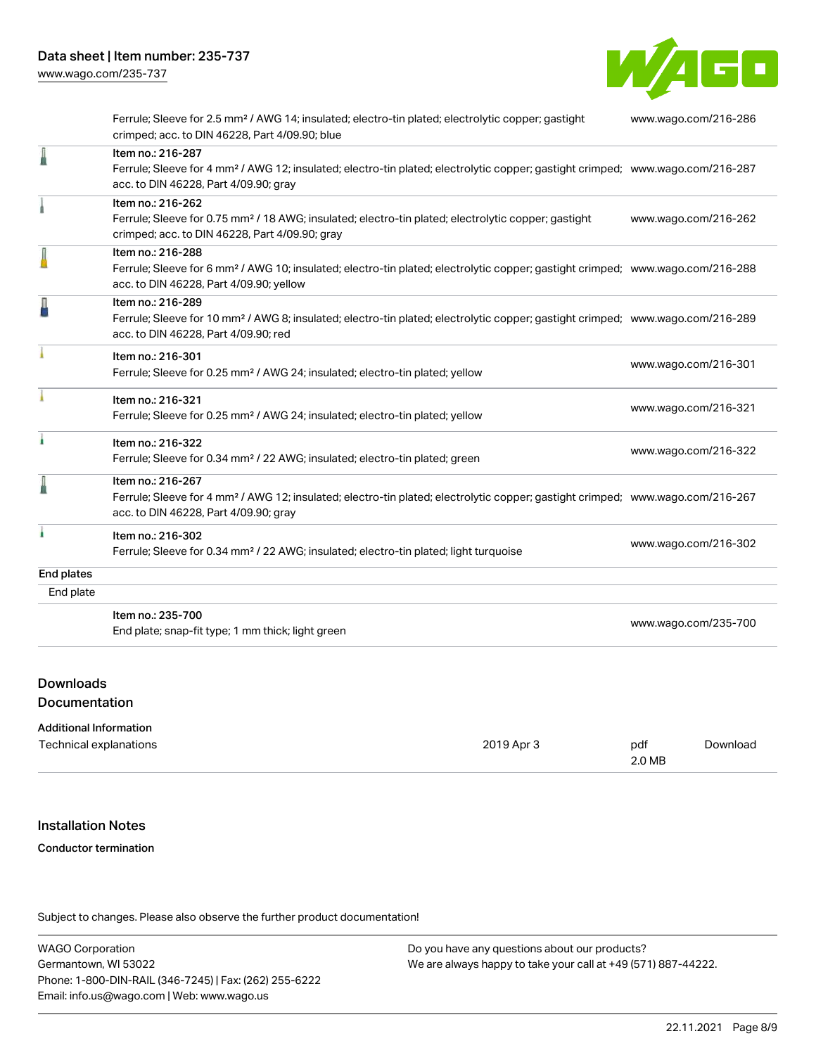| | |
|---|---|
| Ferrule; Sleeve for 2.5 mm² / AWG 14; insulated; electro-tin plated; electrolytic copper; gastight crimped; acc. to DIN 46228, Part 4/09.90; blue | www.wago.com/216-286 |
| Item no.: 216-287<br>Ferrule; Sleeve for 4 mm² / AWG 12; insulated; electro-tin plated; electrolytic copper; gastight crimped; acc. to DIN 46228, Part 4/09.90; gray | www.wago.com/216-287 |
| Item no.: 216-262<br>Ferrule; Sleeve for 0.75 mm² / 18 AWG; insulated; electro-tin plated; electrolytic copper; gastight crimped; acc. to DIN 46228, Part 4/09.90; gray | www.wago.com/216-262 |
| Item no.: 216-288<br>Ferrule; Sleeve for 6 mm² / AWG 10; insulated; electro-tin plated; electrolytic copper; gastight crimped; acc. to DIN 46228, Part 4/09.90; yellow | www.wago.com/216-288 |
| Item no.: 216-289<br>Ferrule; Sleeve for 10 mm² / AWG 8; insulated; electro-tin plated; electrolytic copper; gastight crimped; acc. to DIN 46228, Part 4/09.90; red | www.wago.com/216-289 |
| Item no.: 216-301<br>Ferrule; Sleeve for 0.25 mm² / AWG 24; insulated; electro-tin plated; yellow | www.wago.com/216-301 |
| Item no.: 216-321<br>Ferrule; Sleeve for 0.25 mm² / AWG 24; insulated; electro-tin plated; yellow | www.wago.com/216-321 |
| Item no.: 216-322<br>Ferrule; Sleeve for 0.34 mm² / 22 AWG; insulated; electro-tin plated; green | www.wago.com/216-322 |
| Item no.: 216-267<br>Ferrule; Sleeve for 4 mm² / AWG 12; insulated; electro-tin plated; electrolytic copper; gastight crimped; acc. to DIN 46228, Part 4/09.90; gray | www.wago.com/216-267 |
| Item no.: 216-302<br>Ferrule; Sleeve for 0.34 mm² / 22 AWG; insulated; electro-tin plated; light turquoise | www.wago.com/216-302 |

**End plates**

End plate

| | |
|---|---|
| Item no.: 235-700<br>End plate; snap-fit type; 1 mm thick; light green | www.wago.com/235-700 |

## Downloads

### Documentation

**Additional Information**

| | | | |
|---|---|---|---|
| Technical explanations | 2019 Apr 3 | pdf<br>2.0 MB | Download |

## Installation Notes

**Conductor termination**

Subject to changes. Please also observe the further product documentation!

WAGO Corporation
Germantown, WI 53022
Phone: 1-800-DIN-RAIL (346-7245) | Fax: (262) 255-6222
Email: info.us@wago.com | Web: www.wago.us

Do you have any questions about our products?
We are always happy to take your call at +49 (571) 887-44222.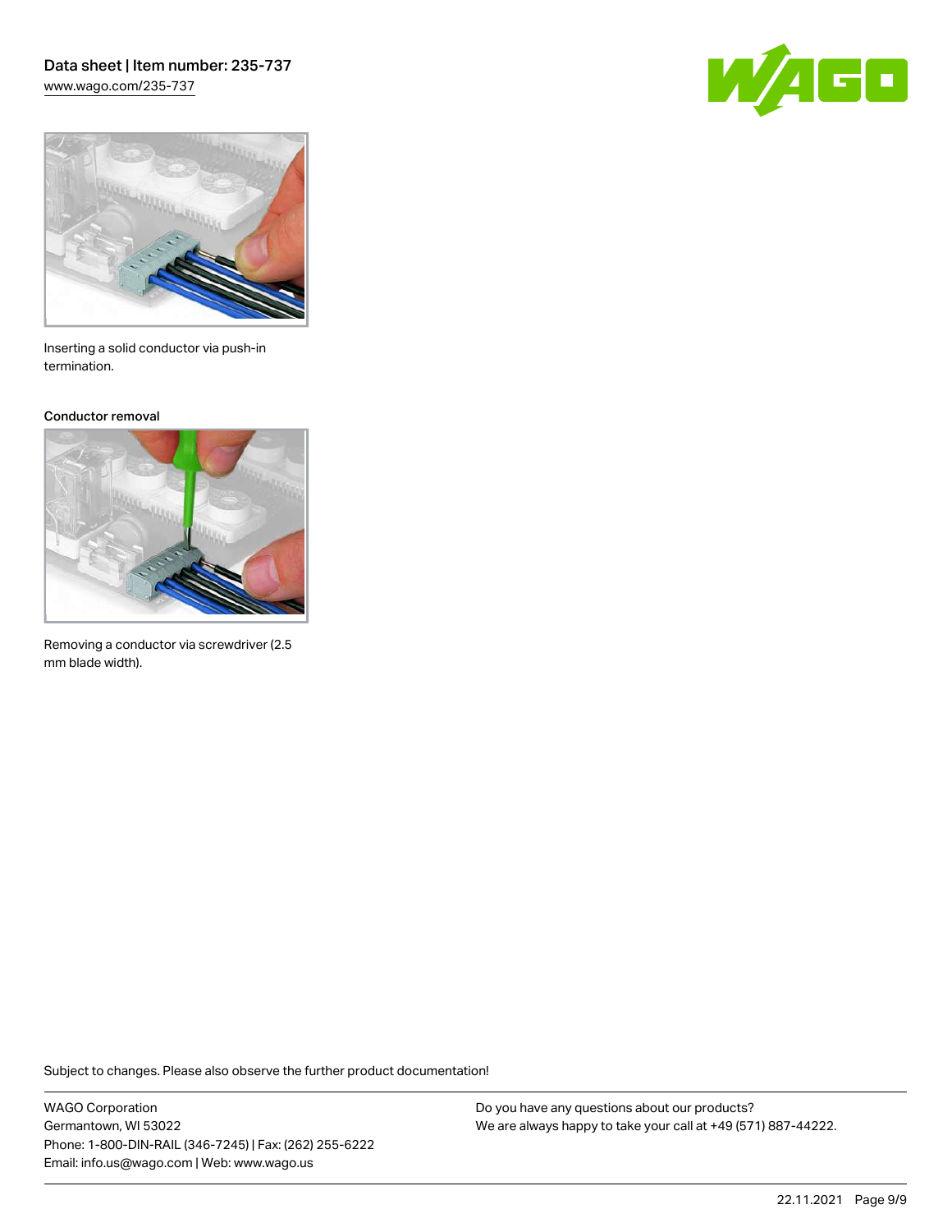Inserting a solid conductor via push-in termination.

Conductor removal

Removing a conductor via screwdriver (2.5 mm blade width).

Subject to changes. Please also observe the further product documentation!

WAGO Corporation
Germantown, WI 53022
Phone: 1-800-DIN-RAIL (346-7245) | Fax: (262) 255-6222
Email: info.us@wago.com | Web: www.wago.us

Do you have any questions about our products?
We are always happy to take your call at +49 (571) 887-44222.